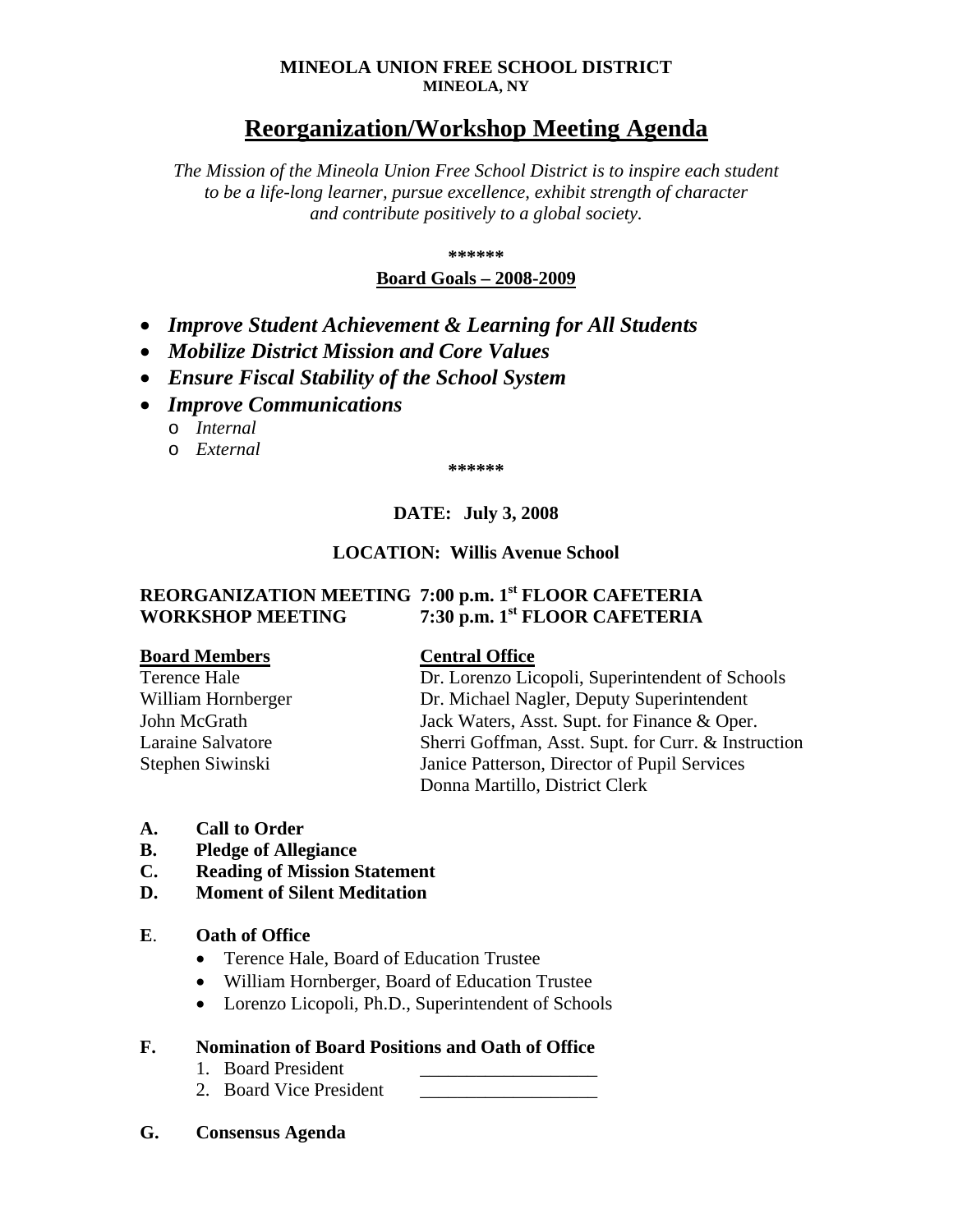**MINEOLA UNION FREE SCHOOL DISTRICT**
**MINEOLA, NY**

# Reorganization/Workshop Meeting Agenda

*The Mission of the Mineola Union Free School District is to inspire each student to be a life-long learner, pursue excellence, exhibit strength of character and contribute positively to a global society.*

**\*\*\*\*\*\***

**Board Goals – 2008-2009**

- ***Improve Student Achievement & Learning for All Students***
- ***Mobilize District Mission and Core Values***
- ***Ensure Fiscal Stability of the School System***
- ***Improve Communications***
  - *Internal*
  - *External*

**\*\*\*\*\*\***

**DATE: July 3, 2008**

**LOCATION: Willis Avenue School**

**REORGANIZATION MEETING 7:00 p.m. 1st FLOOR CAFETERIA**
**WORKSHOP MEETING 7:30 p.m. 1st FLOOR CAFETERIA**

| Board Members | Central Office |
|---|---|
| Terence Hale | Dr. Lorenzo Licopoli, Superintendent of Schools |
| William Hornberger | Dr. Michael Nagler, Deputy Superintendent |
| John McGrath | Jack Waters, Asst. Supt. for Finance & Oper. |
| Laraine Salvatore | Sherri Goffman, Asst. Supt. for Curr. & Instruction |
| Stephen Siwinski | Janice Patterson, Director of Pupil Services |
| | Donna Martillo, District Clerk |

**A. Call to Order**
**B. Pledge of Allegiance**
**C. Reading of Mission Statement**
**D. Moment of Silent Meditation**

**E. Oath of Office**

- Terence Hale, Board of Education Trustee
- William Hornberger, Board of Education Trustee
- Lorenzo Licopoli, Ph.D., Superintendent of Schools

**F. Nomination of Board Positions and Oath of Office**

1. Board President \_\_\_\_\_\_\_\_\_\_\_\_\_\_\_\_\_\_\_
2. Board Vice President \_\_\_\_\_\_\_\_\_\_\_\_\_\_\_\_\_\_\_

**G. Consensus Agenda**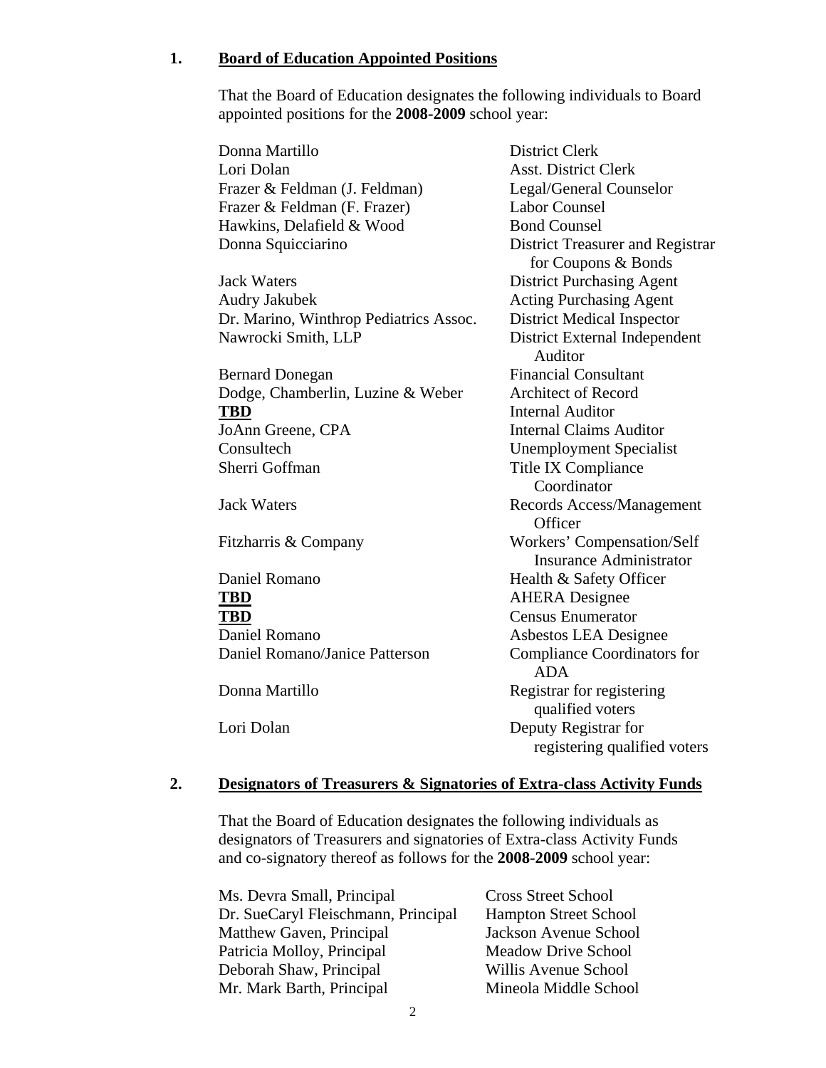## 1. **Board of Education Appointed Positions**

That the Board of Education designates the following individuals to Board appointed positions for the **2008-2009** school year:

| | |
|---|---|
| Donna Martillo | District Clerk |
| Lori Dolan | Asst. District Clerk |
| Frazer & Feldman (J. Feldman) | Legal/General Counselor |
| Frazer & Feldman (F. Frazer) | Labor Counsel |
| Hawkins, Delafield & Wood | Bond Counsel |
| Donna Squicciarino | District Treasurer and Registrar for Coupons & Bonds |
| Jack Waters | District Purchasing Agent |
| Audry Jakubek | Acting Purchasing Agent |
| Dr. Marino, Winthrop Pediatrics Assoc. | District Medical Inspector |
| Nawrocki Smith, LLP | District External Independent Auditor |
| Bernard Donegan | Financial Consultant |
| Dodge, Chamberlin, Luzine & Weber | Architect of Record |
| **TBD** | Internal Auditor |
| JoAnn Greene, CPA | Internal Claims Auditor |
| Consultech | Unemployment Specialist |
| Sherri Goffman | Title IX Compliance Coordinator |
| Jack Waters | Records Access/Management Officer |
| Fitzharris & Company | Workers' Compensation/Self Insurance Administrator |
| Daniel Romano | Health & Safety Officer |
| **TBD** | AHERA Designee |
| **TBD** | Census Enumerator |
| Daniel Romano | Asbestos LEA Designee |
| Daniel Romano/Janice Patterson | Compliance Coordinators for ADA |
| Donna Martillo | Registrar for registering qualified voters |
| Lori Dolan | Deputy Registrar for registering qualified voters |

## 2. **Designators of Treasurers & Signatories of Extra-class Activity Funds**

That the Board of Education designates the following individuals as designators of Treasurers and signatories of Extra-class Activity Funds and co-signatory thereof as follows for the **2008-2009** school year:

| | |
|---|---|
| Ms. Devra Small, Principal | Cross Street School |
| Dr. SueCaryl Fleischmann, Principal | Hampton Street School |
| Matthew Gaven, Principal | Jackson Avenue School |
| Patricia Molloy, Principal | Meadow Drive School |
| Deborah Shaw, Principal | Willis Avenue School |
| Mr. Mark Barth, Principal | Mineola Middle School |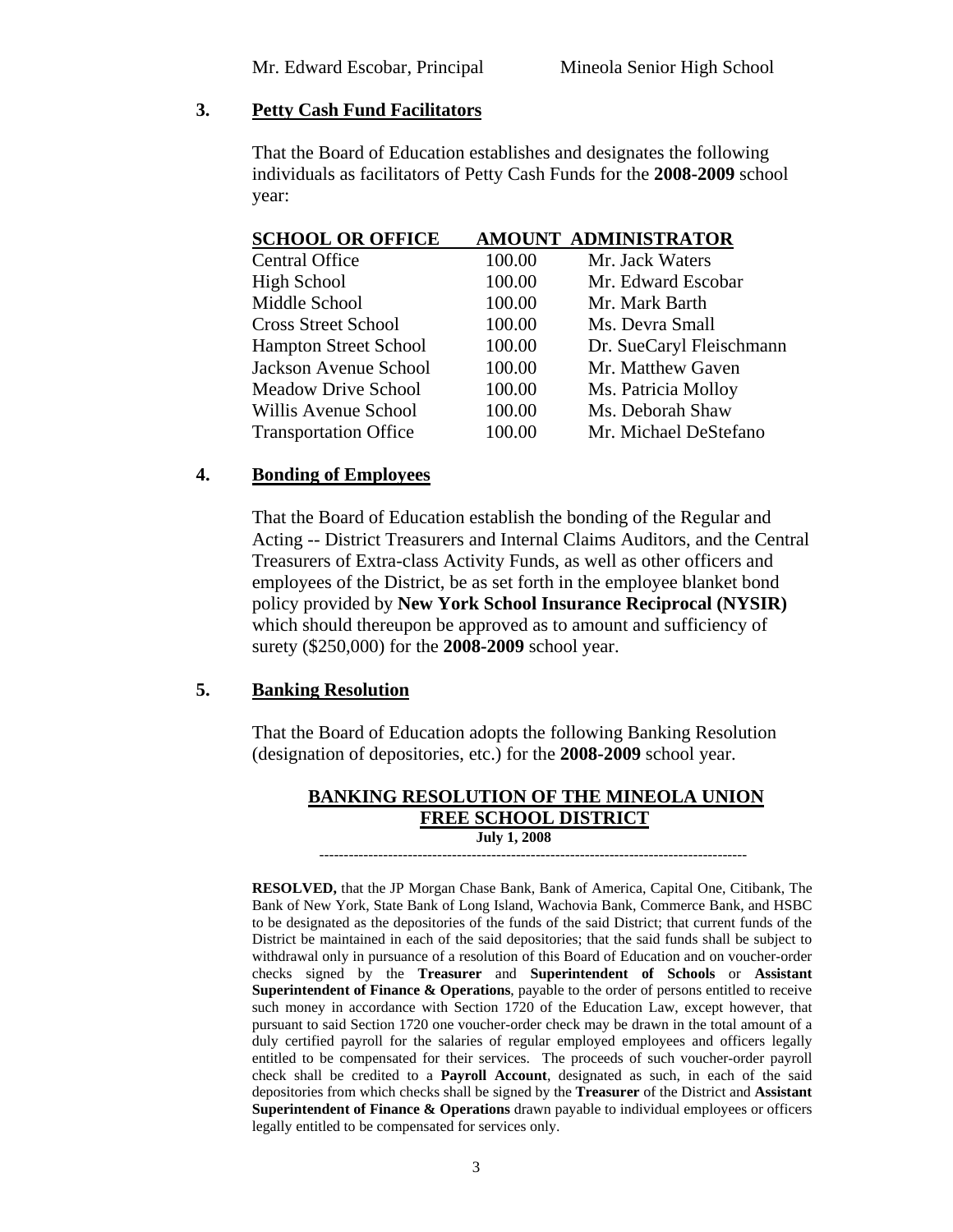Mr. Edward Escobar, Principal Mineola Senior High School

### 3. Petty Cash Fund Facilitators

That the Board of Education establishes and designates the following individuals as facilitators of Petty Cash Funds for the **2008-2009** school year:

| SCHOOL OR OFFICE | AMOUNT | ADMINISTRATOR |
|---|---|---|
| Central Office | 100.00 | Mr. Jack Waters |
| High School | 100.00 | Mr. Edward Escobar |
| Middle School | 100.00 | Mr. Mark Barth |
| Cross Street School | 100.00 | Ms. Devra Small |
| Hampton Street School | 100.00 | Dr. SueCaryl Fleischmann |
| Jackson Avenue School | 100.00 | Mr. Matthew Gaven |
| Meadow Drive School | 100.00 | Ms. Patricia Molloy |
| Willis Avenue School | 100.00 | Ms. Deborah Shaw |
| Transportation Office | 100.00 | Mr. Michael DeStefano |

### 4. Bonding of Employees

That the Board of Education establish the bonding of the Regular and Acting -- District Treasurers and Internal Claims Auditors, and the Central Treasurers of Extra-class Activity Funds, as well as other officers and employees of the District, be as set forth in the employee blanket bond policy provided by **New York School Insurance Reciprocal (NYSIR)** which should thereupon be approved as to amount and sufficiency of surety ($250,000) for the **2008-2009** school year.

### 5. Banking Resolution

That the Board of Education adopts the following Banking Resolution (designation of depositories, etc.) for the **2008-2009** school year.

**BANKING RESOLUTION OF THE MINEOLA UNION FREE SCHOOL DISTRICT**

**July 1, 2008**

---

**RESOLVED,** that the JP Morgan Chase Bank, Bank of America, Capital One, Citibank, The Bank of New York, State Bank of Long Island, Wachovia Bank, Commerce Bank, and HSBC to be designated as the depositories of the funds of the said District; that current funds of the District be maintained in each of the said depositories; that the said funds shall be subject to withdrawal only in pursuance of a resolution of this Board of Education and on voucher-order checks signed by the **Treasurer** and **Superintendent of Schools** or **Assistant Superintendent of Finance & Operations**, payable to the order of persons entitled to receive such money in accordance with Section 1720 of the Education Law, except however, that pursuant to said Section 1720 one voucher-order check may be drawn in the total amount of a duly certified payroll for the salaries of regular employed employees and officers legally entitled to be compensated for their services. The proceeds of such voucher-order payroll check shall be credited to a **Payroll Account**, designated as such, in each of the said depositories from which checks shall be signed by the **Treasurer** of the District and **Assistant Superintendent of Finance & Operations** drawn payable to individual employees or officers legally entitled to be compensated for services only.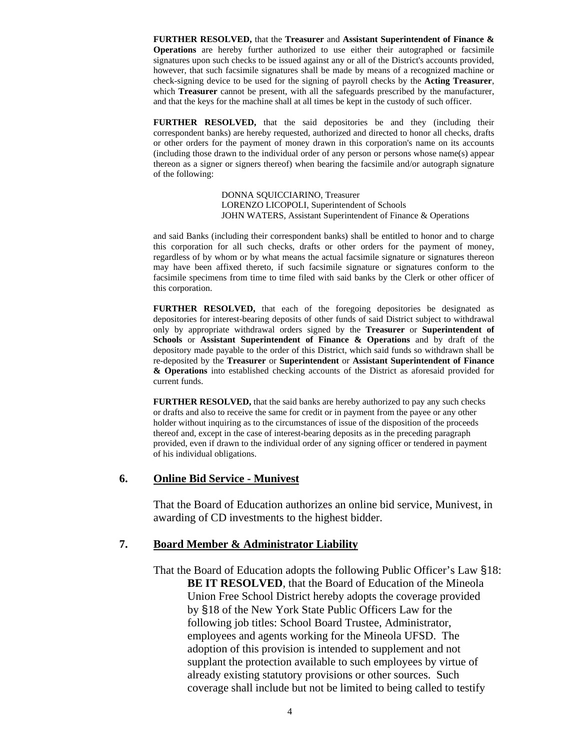**FURTHER RESOLVED,** that the **Treasurer** and **Assistant Superintendent of Finance & Operations** are hereby further authorized to use either their autographed or facsimile signatures upon such checks to be issued against any or all of the District's accounts provided, however, that such facsimile signatures shall be made by means of a recognized machine or check-signing device to be used for the signing of payroll checks by the **Acting Treasurer**, which **Treasurer** cannot be present, with all the safeguards prescribed by the manufacturer, and that the keys for the machine shall at all times be kept in the custody of such officer.

**FURTHER RESOLVED,** that the said depositories be and they (including their correspondent banks) are hereby requested, authorized and directed to honor all checks, drafts or other orders for the payment of money drawn in this corporation's name on its accounts (including those drawn to the individual order of any person or persons whose name(s) appear thereon as a signer or signers thereof) when bearing the facsimile and/or autograph signature of the following:

DONNA SQUICCIARINO, Treasurer
LORENZO LICOPOLI, Superintendent of Schools
JOHN WATERS, Assistant Superintendent of Finance & Operations

and said Banks (including their correspondent banks) shall be entitled to honor and to charge this corporation for all such checks, drafts or other orders for the payment of money, regardless of by whom or by what means the actual facsimile signature or signatures thereon may have been affixed thereto, if such facsimile signature or signatures conform to the facsimile specimens from time to time filed with said banks by the Clerk or other officer of this corporation.

**FURTHER RESOLVED,** that each of the foregoing depositories be designated as depositories for interest-bearing deposits of other funds of said District subject to withdrawal only by appropriate withdrawal orders signed by the **Treasurer** or **Superintendent of Schools** or **Assistant Superintendent of Finance & Operations** and by draft of the depository made payable to the order of this District, which said funds so withdrawn shall be re-deposited by the **Treasurer** or **Superintendent** or **Assistant Superintendent of Finance & Operations** into established checking accounts of the District as aforesaid provided for current funds.

**FURTHER RESOLVED,** that the said banks are hereby authorized to pay any such checks or drafts and also to receive the same for credit or in payment from the payee or any other holder without inquiring as to the circumstances of issue of the disposition of the proceeds thereof and, except in the case of interest-bearing deposits as in the preceding paragraph provided, even if drawn to the individual order of any signing officer or tendered in payment of his individual obligations.

## 6. Online Bid Service - Munivest

That the Board of Education authorizes an online bid service, Munivest, in awarding of CD investments to the highest bidder.

## 7. Board Member & Administrator Liability

That the Board of Education adopts the following Public Officer's Law §18:

**BE IT RESOLVED**, that the Board of Education of the Mineola Union Free School District hereby adopts the coverage provided by §18 of the New York State Public Officers Law for the following job titles: School Board Trustee, Administrator, employees and agents working for the Mineola UFSD. The adoption of this provision is intended to supplement and not supplant the protection available to such employees by virtue of already existing statutory provisions or other sources. Such coverage shall include but not be limited to being called to testify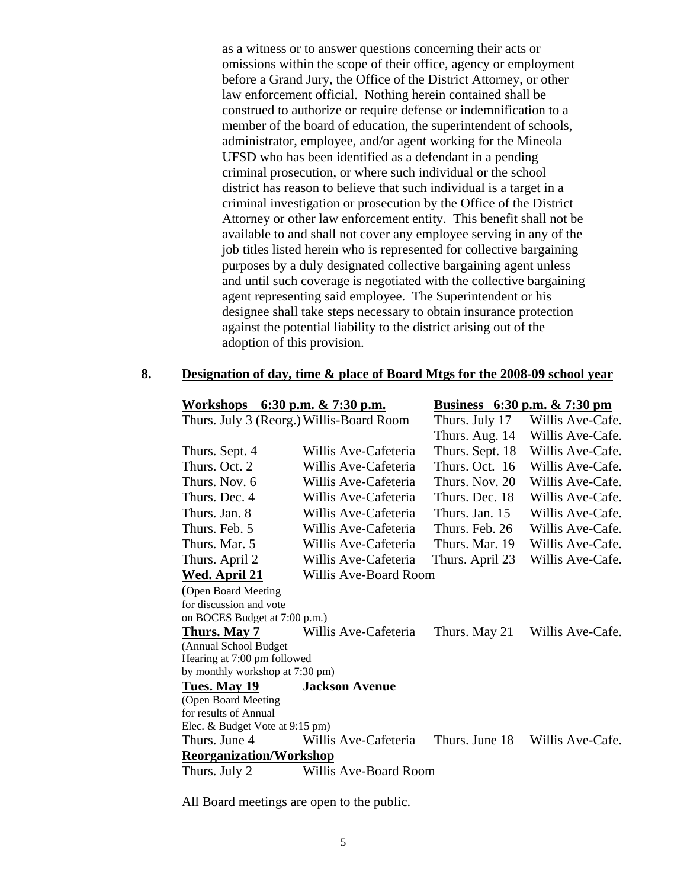as a witness or to answer questions concerning their acts or omissions within the scope of their office, agency or employment before a Grand Jury, the Office of the District Attorney, or other law enforcement official. Nothing herein contained shall be construed to authorize or require defense or indemnification to a member of the board of education, the superintendent of schools, administrator, employee, and/or agent working for the Mineola UFSD who has been identified as a defendant in a pending criminal prosecution, or where such individual or the school district has reason to believe that such individual is a target in a criminal investigation or prosecution by the Office of the District Attorney or other law enforcement entity. This benefit shall not be available to and shall not cover any employee serving in any of the job titles listed herein who is represented for collective bargaining purposes by a duly designated collective bargaining agent unless and until such coverage is negotiated with the collective bargaining agent representing said employee. The Superintendent or his designee shall take steps necessary to obtain insurance protection against the potential liability to the district arising out of the adoption of this provision.

## 8. Designation of day, time & place of Board Mtgs for the 2008-09 school year

| **Workshops 6:30 p.m. & 7:30 p.m.** | | **Business 6:30 p.m. & 7:30 pm** | |
|---|---|---|---|
| Thurs. July 3 (Reorg.) | Willis-Board Room | Thurs. July 17 | Willis Ave-Cafe. |
| | | Thurs. Aug. 14 | Willis Ave-Cafe. |
| Thurs. Sept. 4 | Willis Ave-Cafeteria | Thurs. Sept. 18 | Willis Ave-Cafe. |
| Thurs. Oct. 2 | Willis Ave-Cafeteria | Thurs. Oct. 16 | Willis Ave-Cafe. |
| Thurs. Nov. 6 | Willis Ave-Cafeteria | Thurs. Nov. 20 | Willis Ave-Cafe. |
| Thurs. Dec. 4 | Willis Ave-Cafeteria | Thurs. Dec. 18 | Willis Ave-Cafe. |
| Thurs. Jan. 8 | Willis Ave-Cafeteria | Thurs. Jan. 15 | Willis Ave-Cafe. |
| Thurs. Feb. 5 | Willis Ave-Cafeteria | Thurs. Feb. 26 | Willis Ave-Cafe. |
| Thurs. Mar. 5 | Willis Ave-Cafeteria | Thurs. Mar. 19 | Willis Ave-Cafe. |
| Thurs. April 2 | Willis Ave-Cafeteria | Thurs. April 23 | Willis Ave-Cafe. |
| **Wed. April 21** (Open Board Meeting for discussion and vote on BOCES Budget at 7:00 p.m.) | Willis Ave-Board Room | | |
| **Thurs. May 7** (Annual School Budget Hearing at 7:00 pm followed by monthly workshop at 7:30 pm) | Willis Ave-Cafeteria | Thurs. May 21 | Willis Ave-Cafe. |
| **Tues. May 19** (Open Board Meeting for results of Annual Elec. & Budget Vote at 9:15 pm) | **Jackson Avenue** | | |
| Thurs. June 4 | Willis Ave-Cafeteria | Thurs. June 18 | Willis Ave-Cafe. |
| **Reorganization/Workshop** | | | |
| Thurs. July 2 | Willis Ave-Board Room | | |

All Board meetings are open to the public.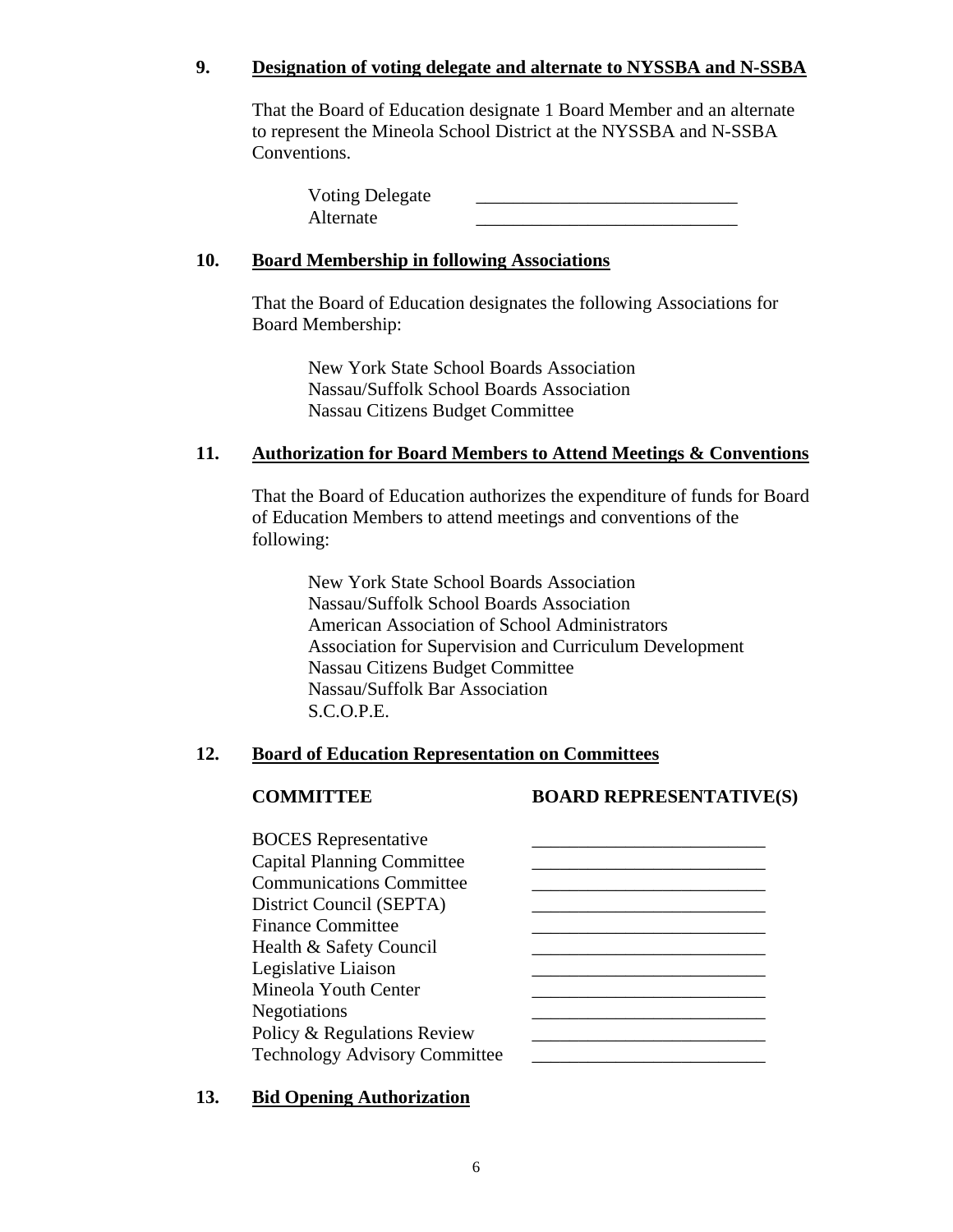**9. Designation of voting delegate and alternate to NYSSBA and N-SSBA**

That the Board of Education designate 1 Board Member and an alternate to represent the Mineola School District at the NYSSBA and N-SSBA Conventions.

Voting Delegate ____________________________
Alternate ____________________________

**10. Board Membership in following Associations**

That the Board of Education designates the following Associations for Board Membership:

New York State School Boards Association
Nassau/Suffolk School Boards Association
Nassau Citizens Budget Committee

**11. Authorization for Board Members to Attend Meetings & Conventions**

That the Board of Education authorizes the expenditure of funds for Board of Education Members to attend meetings and conventions of the following:

New York State School Boards Association
Nassau/Suffolk School Boards Association
American Association of School Administrators
Association for Supervision and Curriculum Development
Nassau Citizens Budget Committee
Nassau/Suffolk Bar Association
S.C.O.P.E.

**12. Board of Education Representation on Committees**

| COMMITTEE | BOARD REPRESENTATIVE(S) |
|---|---|
| BOCES Representative | _________________________ |
| Capital Planning Committee | _________________________ |
| Communications Committee | _________________________ |
| District Council (SEPTA) | _________________________ |
| Finance Committee | _________________________ |
| Health & Safety Council | _________________________ |
| Legislative Liaison | _________________________ |
| Mineola Youth Center | _________________________ |
| Negotiations | _________________________ |
| Policy & Regulations Review | _________________________ |
| Technology Advisory Committee | _________________________ |

**13. Bid Opening Authorization**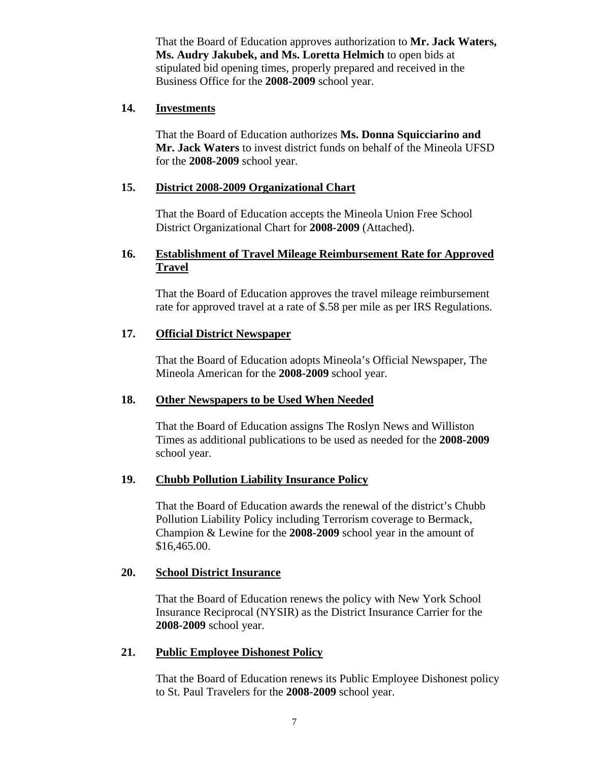That the Board of Education approves authorization to **Mr. Jack Waters, Ms. Audry Jakubek, and Ms. Loretta Helmich** to open bids at stipulated bid opening times, properly prepared and received in the Business Office for the **2008-2009** school year.

**14. Investments**

That the Board of Education authorizes **Ms. Donna Squicciarino and Mr. Jack Waters** to invest district funds on behalf of the Mineola UFSD for the **2008-2009** school year.

**15. District 2008-2009 Organizational Chart**

That the Board of Education accepts the Mineola Union Free School District Organizational Chart for **2008-2009** (Attached).

**16. Establishment of Travel Mileage Reimbursement Rate for Approved Travel**

That the Board of Education approves the travel mileage reimbursement rate for approved travel at a rate of $.58 per mile as per IRS Regulations.

**17. Official District Newspaper**

That the Board of Education adopts Mineola's Official Newspaper, The Mineola American for the **2008-2009** school year.

**18. Other Newspapers to be Used When Needed**

That the Board of Education assigns The Roslyn News and Williston Times as additional publications to be used as needed for the **2008-2009** school year.

**19. Chubb Pollution Liability Insurance Policy**

That the Board of Education awards the renewal of the district's Chubb Pollution Liability Policy including Terrorism coverage to Bermack, Champion & Lewine for the **2008-2009** school year in the amount of $16,465.00.

**20. School District Insurance**

That the Board of Education renews the policy with New York School Insurance Reciprocal (NYSIR) as the District Insurance Carrier for the **2008-2009** school year.

**21. Public Employee Dishonest Policy**

That the Board of Education renews its Public Employee Dishonest policy to St. Paul Travelers for the **2008-2009** school year.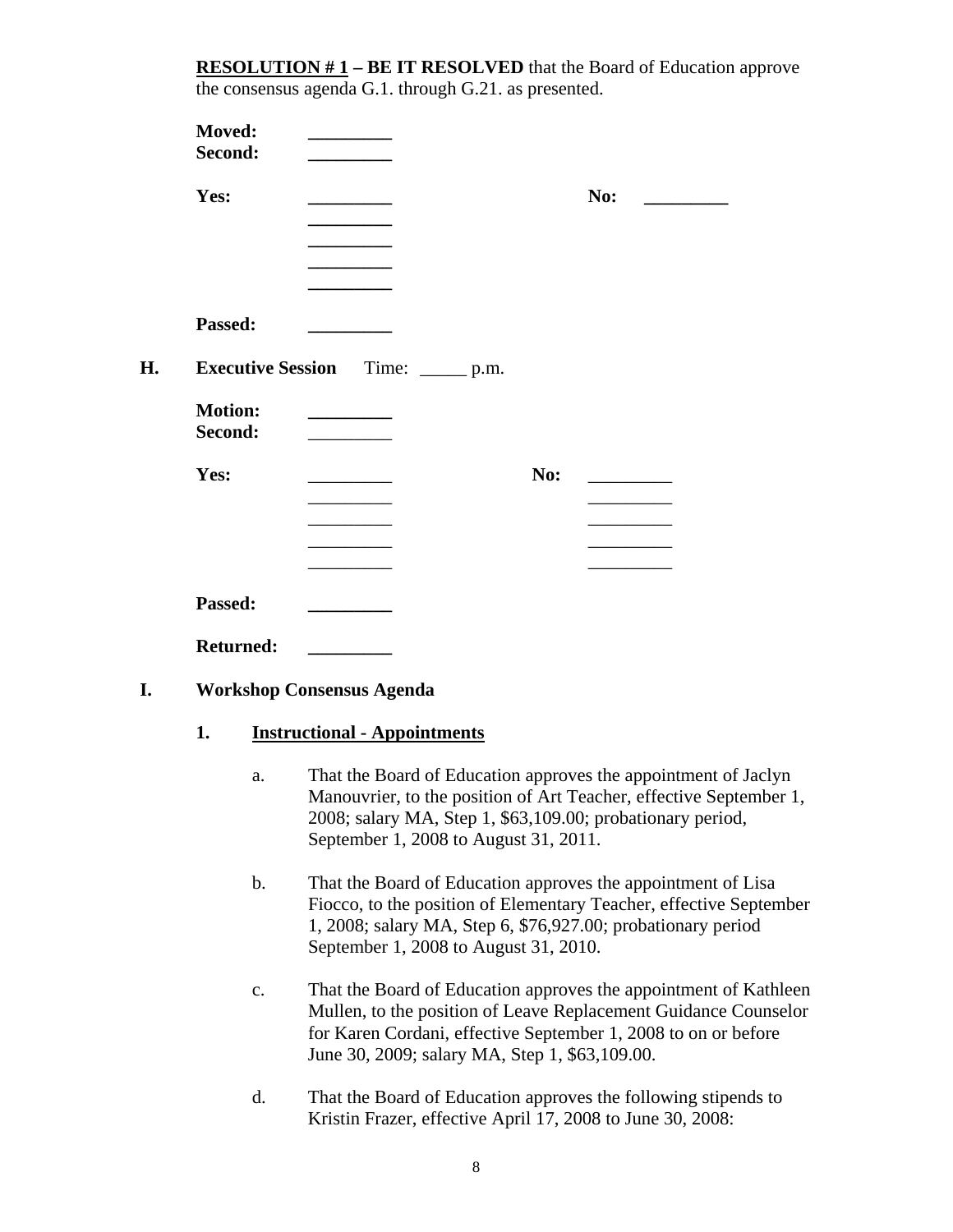**RESOLUTION # 1 – BE IT RESOLVED** that the Board of Education approve the consensus agenda G.1. through G.21. as presented.

**Moved:** _________
**Second:** _________

**Yes:** _________ **No:** _________
_________
_________
_________
_________

**Passed:** _________

## H. Executive Session Time: _____ p.m.

**Motion:** _________
**Second:** _________

**Yes:** _________ **No:** _________
_________ _________
_________ _________
_________ _________
_________ _________

**Passed:** _________

**Returned:** _________

## I. Workshop Consensus Agenda

### 1. Instructional - Appointments

a. That the Board of Education approves the appointment of Jaclyn Manouvrier, to the position of Art Teacher, effective September 1, 2008; salary MA, Step 1, $63,109.00; probationary period, September 1, 2008 to August 31, 2011.

b. That the Board of Education approves the appointment of Lisa Fiocco, to the position of Elementary Teacher, effective September 1, 2008; salary MA, Step 6, $76,927.00; probationary period September 1, 2008 to August 31, 2010.

c. That the Board of Education approves the appointment of Kathleen Mullen, to the position of Leave Replacement Guidance Counselor for Karen Cordani, effective September 1, 2008 to on or before June 30, 2009; salary MA, Step 1, $63,109.00.

d. That the Board of Education approves the following stipends to Kristin Frazer, effective April 17, 2008 to June 30, 2008: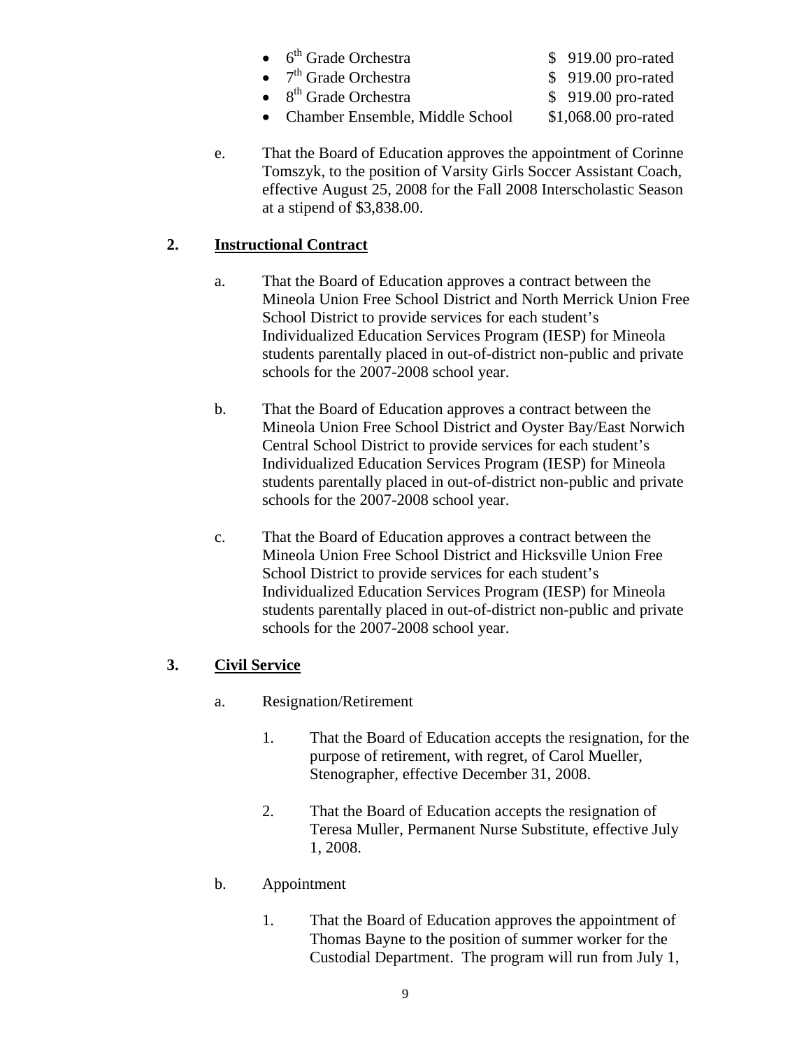- 6th Grade Orchestra $ 919.00 pro-rated
- 7th Grade Orchestra $ 919.00 pro-rated
- 8th Grade Orchestra $ 919.00 pro-rated
- Chamber Ensemble, Middle School $1,068.00 pro-rated

e. That the Board of Education approves the appointment of Corinne Tomszyk, to the position of Varsity Girls Soccer Assistant Coach, effective August 25, 2008 for the Fall 2008 Interscholastic Season at a stipend of $3,838.00.

**2. Instructional Contract**

a. That the Board of Education approves a contract between the Mineola Union Free School District and North Merrick Union Free School District to provide services for each student's Individualized Education Services Program (IESP) for Mineola students parentally placed in out-of-district non-public and private schools for the 2007-2008 school year.

b. That the Board of Education approves a contract between the Mineola Union Free School District and Oyster Bay/East Norwich Central School District to provide services for each student's Individualized Education Services Program (IESP) for Mineola students parentally placed in out-of-district non-public and private schools for the 2007-2008 school year.

c. That the Board of Education approves a contract between the Mineola Union Free School District and Hicksville Union Free School District to provide services for each student's Individualized Education Services Program (IESP) for Mineola students parentally placed in out-of-district non-public and private schools for the 2007-2008 school year.

**3. Civil Service**

a. Resignation/Retirement

1. That the Board of Education accepts the resignation, for the purpose of retirement, with regret, of Carol Mueller, Stenographer, effective December 31, 2008.

2. That the Board of Education accepts the resignation of Teresa Muller, Permanent Nurse Substitute, effective July 1, 2008.

b. Appointment

1. That the Board of Education approves the appointment of Thomas Bayne to the position of summer worker for the Custodial Department. The program will run from July 1,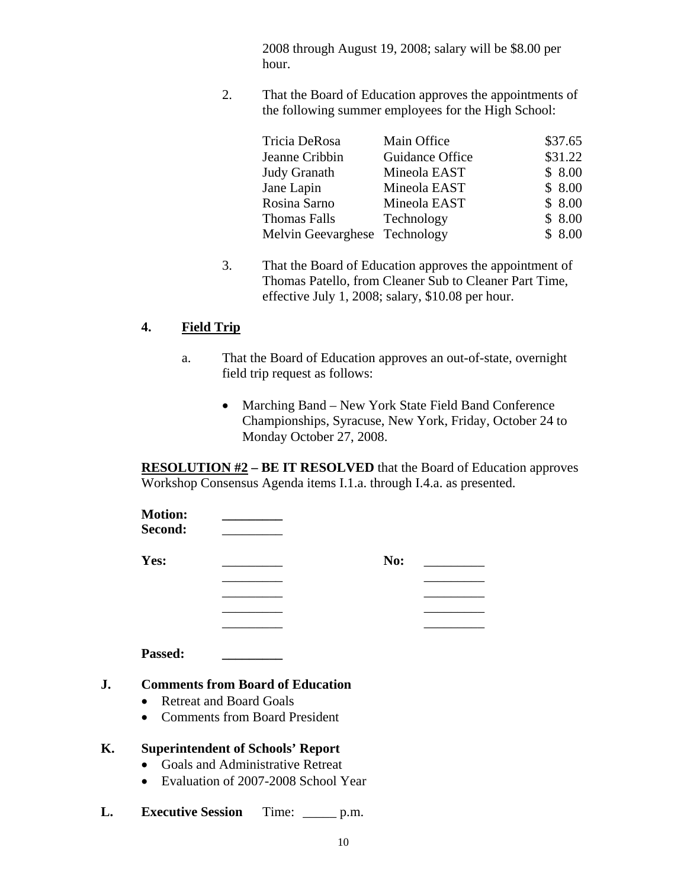2008 through August 19, 2008; salary will be $8.00 per hour.

2. That the Board of Education approves the appointments of the following summer employees for the High School:

| | | |
|---|---|---|
| Tricia DeRosa | Main Office | $37.65 |
| Jeanne Cribbin | Guidance Office | $31.22 |
| Judy Granath | Mineola EAST | $ 8.00 |
| Jane Lapin | Mineola EAST | $ 8.00 |
| Rosina Sarno | Mineola EAST | $ 8.00 |
| Thomas Falls | Technology | $ 8.00 |
| Melvin Geevarghese | Technology | $ 8.00 |

3. That the Board of Education approves the appointment of Thomas Patello, from Cleaner Sub to Cleaner Part Time, effective July 1, 2008; salary, $10.08 per hour.

### 4. Field Trip

a. That the Board of Education approves an out-of-state, overnight field trip request as follows:

- Marching Band – New York State Field Band Conference Championships, Syracuse, New York, Friday, October 24 to Monday October 27, 2008.

**RESOLUTION #2 – BE IT RESOLVED** that the Board of Education approves Workshop Consensus Agenda items I.1.a. through I.4.a. as presented.

**Motion:** _________
**Second:** _________

**Yes:** _________ **No:** _________
_________ _________
_________ _________
_________ _________
_________ _________

**Passed:** _________

## J. Comments from Board of Education

- Retreat and Board Goals
- Comments from Board President

## K. Superintendent of Schools' Report

- Goals and Administrative Retreat
- Evaluation of 2007-2008 School Year

## L. Executive Session Time: _____ p.m.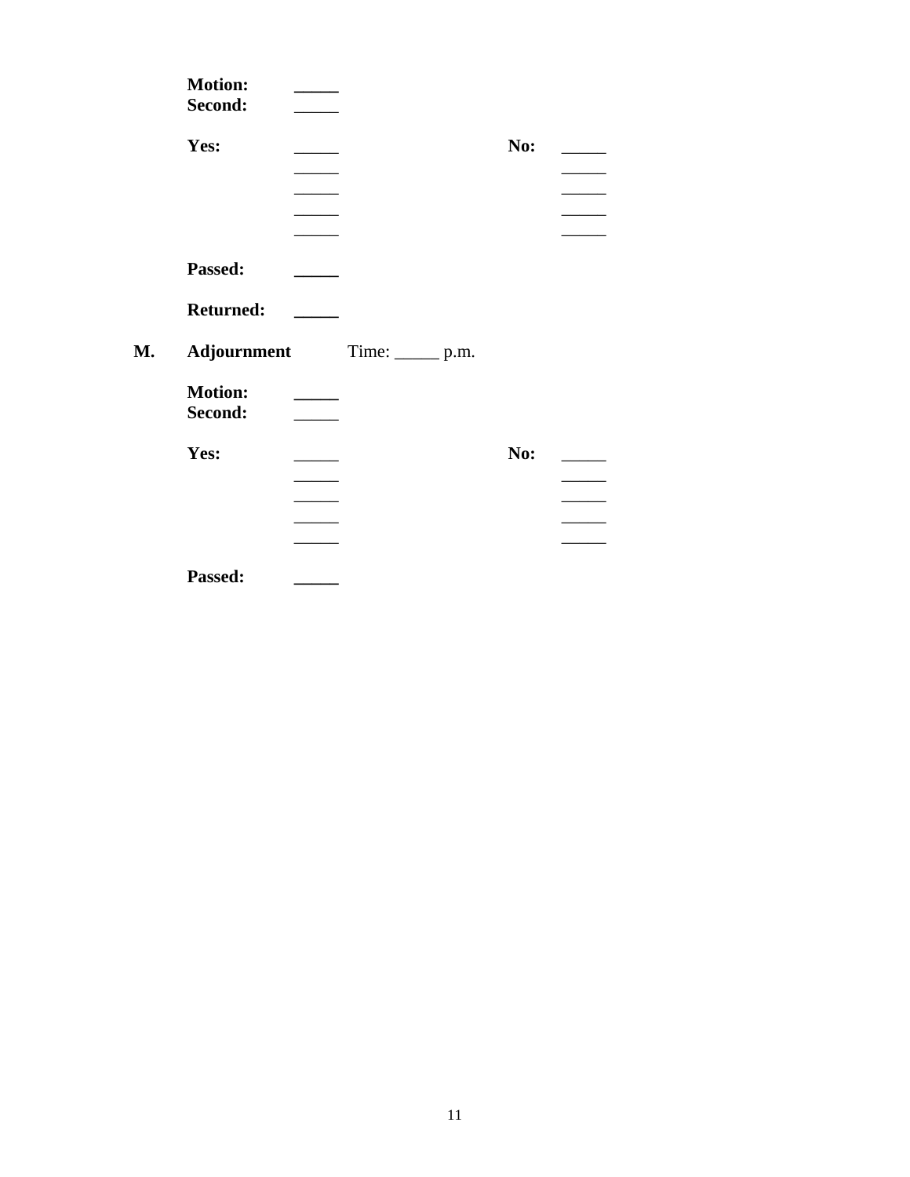**Motion:** _____
**Second:** _____

**Yes:** _____ &nbsp;&nbsp;&nbsp;&nbsp; **No:** _____
_____ &nbsp;&nbsp;&nbsp;&nbsp; _____
_____ &nbsp;&nbsp;&nbsp;&nbsp; _____
_____ &nbsp;&nbsp;&nbsp;&nbsp; _____
_____ &nbsp;&nbsp;&nbsp;&nbsp; _____

**Passed:** _____

**Returned:** _____

**M. Adjournment** Time: _____ p.m.

**Motion:** _____
**Second:** _____

**Yes:** _____ &nbsp;&nbsp;&nbsp;&nbsp; **No:** _____
_____ &nbsp;&nbsp;&nbsp;&nbsp; _____
_____ &nbsp;&nbsp;&nbsp;&nbsp; _____
_____ &nbsp;&nbsp;&nbsp;&nbsp; _____
_____ &nbsp;&nbsp;&nbsp;&nbsp; _____

**Passed:** _____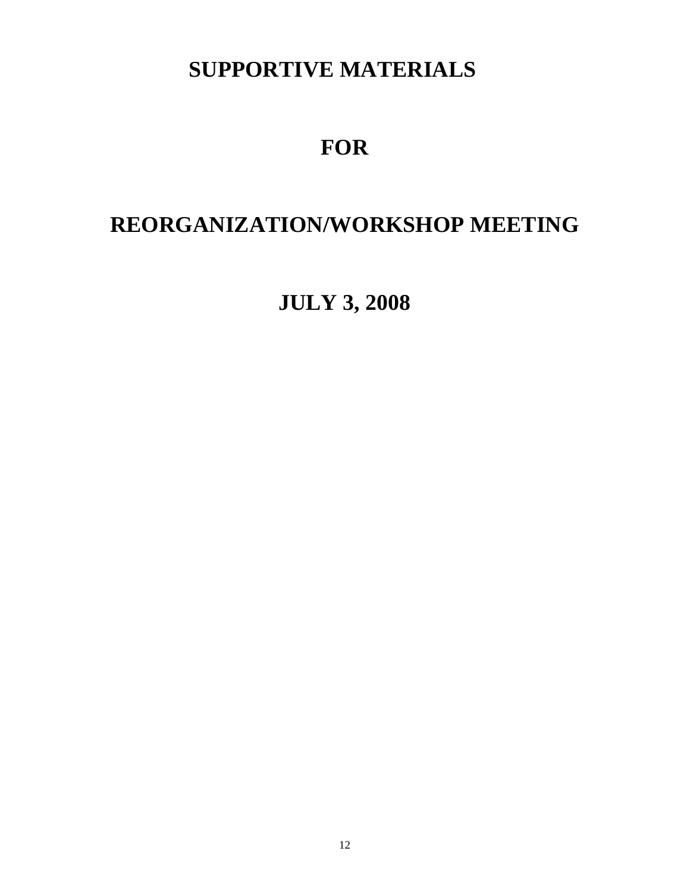# SUPPORTIVE MATERIALS

# FOR

# REORGANIZATION/WORKSHOP MEETING

# JULY 3, 2008